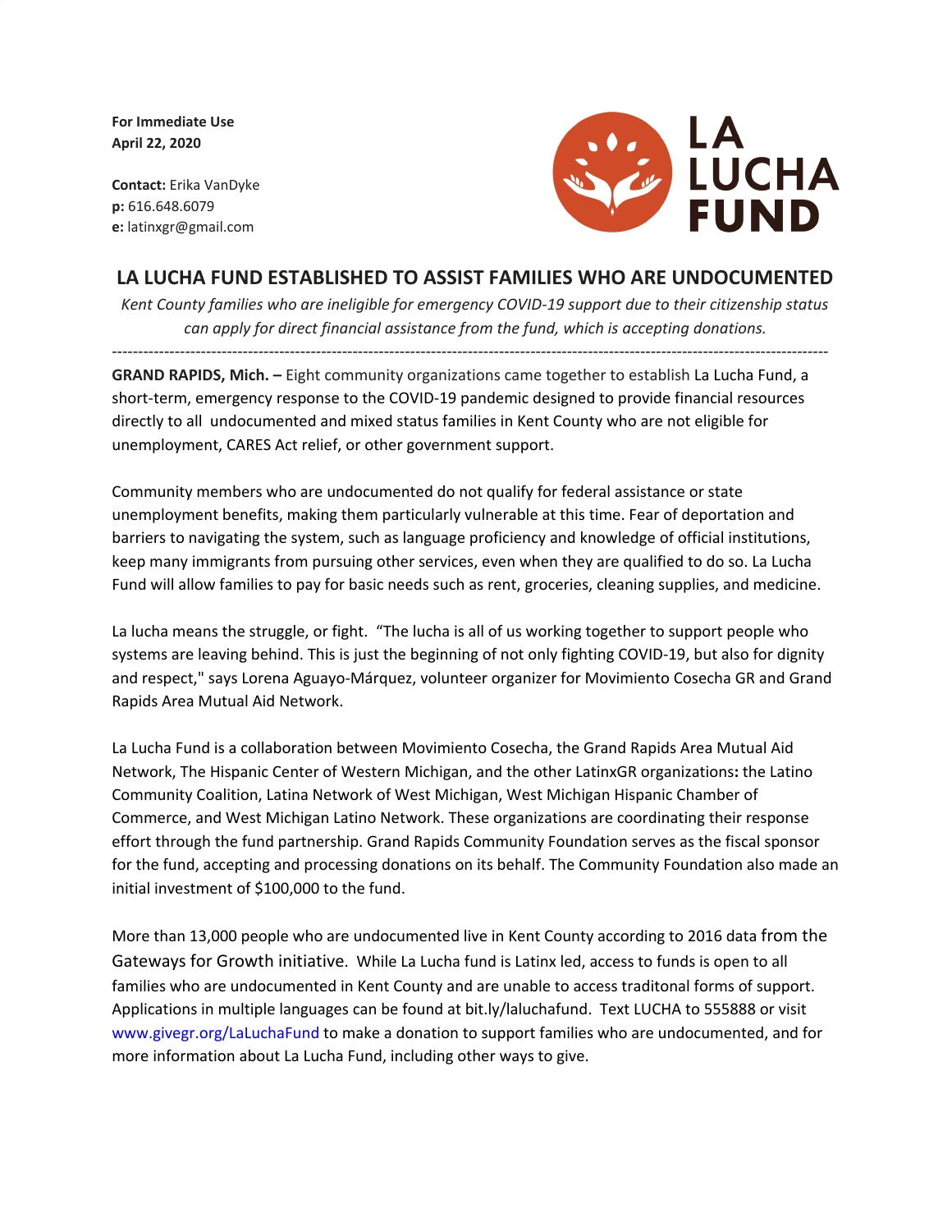**For Immediate Use**
**April 22, 2020**

**Contact:** Erika VanDyke
**p:** 616.648.6079
**e:** latinxgr@gmail.com

LA LUCHA FUND

# LA LUCHA FUND ESTABLISHED TO ASSIST FAMILIES WHO ARE UNDOCUMENTED

*Kent County families who are ineligible for emergency COVID-19 support due to their citizenship status can apply for direct financial assistance from the fund, which is accepting donations.*

---

**GRAND RAPIDS, Mich. –** Eight community organizations came together to establish La Lucha Fund, a short-term, emergency response to the COVID-19 pandemic designed to provide financial resources directly to all undocumented and mixed status families in Kent County who are not eligible for unemployment, CARES Act relief, or other government support.

Community members who are undocumented do not qualify for federal assistance or state unemployment benefits, making them particularly vulnerable at this time. Fear of deportation and barriers to navigating the system, such as language proficiency and knowledge of official institutions, keep many immigrants from pursuing other services, even when they are qualified to do so. La Lucha Fund will allow families to pay for basic needs such as rent, groceries, cleaning supplies, and medicine.

La lucha means the struggle, or fight. "The lucha is all of us working together to support people who systems are leaving behind. This is just the beginning of not only fighting COVID-19, but also for dignity and respect," says Lorena Aguayo-Márquez, volunteer organizer for Movimiento Cosecha GR and Grand Rapids Area Mutual Aid Network.

La Lucha Fund is a collaboration between Movimiento Cosecha, the Grand Rapids Area Mutual Aid Network, The Hispanic Center of Western Michigan, and the other LatinxGR organizations**:** the Latino Community Coalition, Latina Network of West Michigan, West Michigan Hispanic Chamber of Commerce, and West Michigan Latino Network. These organizations are coordinating their response effort through the fund partnership. Grand Rapids Community Foundation serves as the fiscal sponsor for the fund, accepting and processing donations on its behalf. The Community Foundation also made an initial investment of $100,000 to the fund.

More than 13,000 people who are undocumented live in Kent County according to 2016 data from the Gateways for Growth initiative. While La Lucha fund is Latinx led, access to funds is open to all families who are undocumented in Kent County and are unable to access traditonal forms of support. Applications in multiple languages can be found at bit.ly/laluchafund. Text LUCHA to 555888 or visit www.givegr.org/LaLuchaFund to make a donation to support families who are undocumented, and for more information about La Lucha Fund, including other ways to give.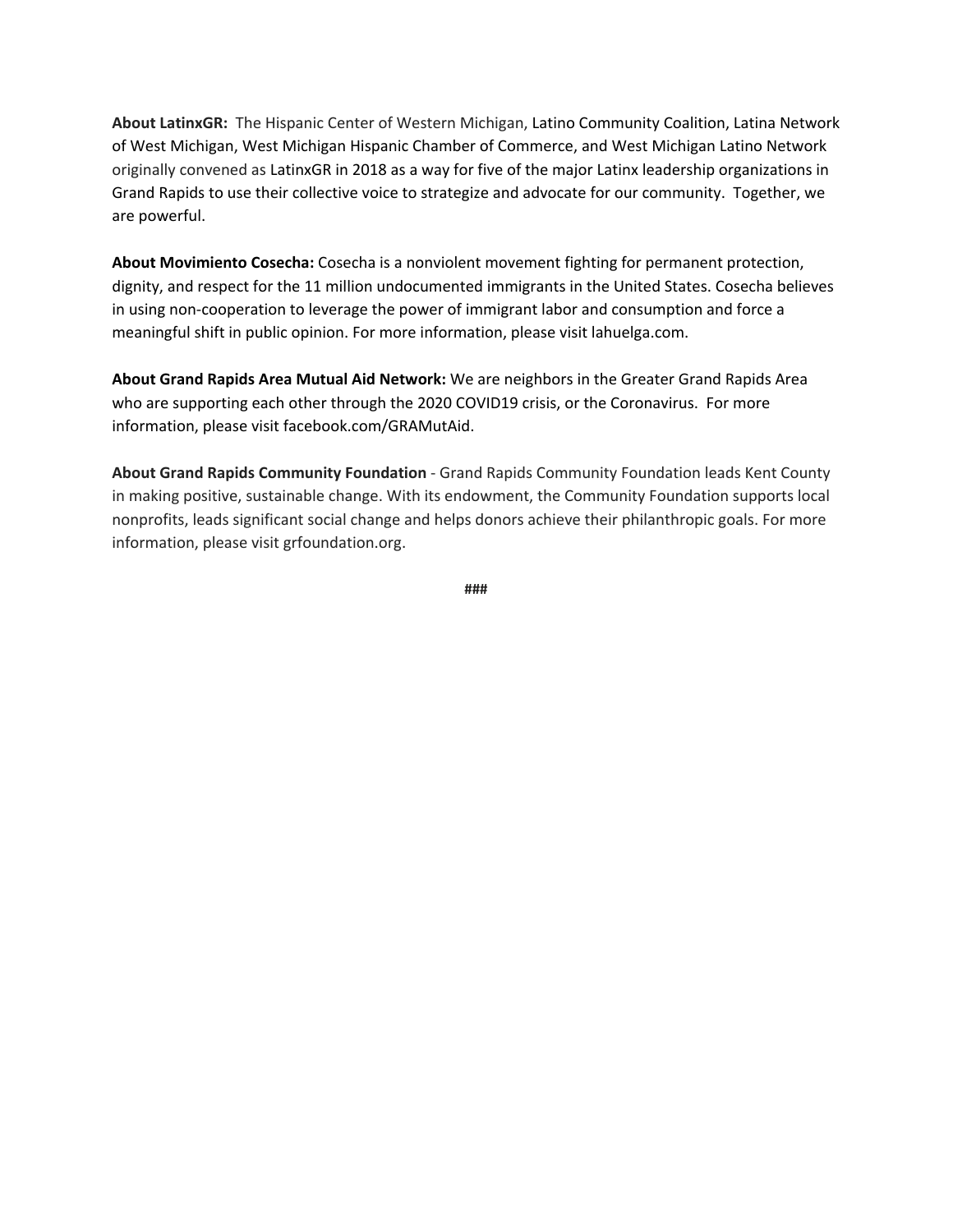**About LatinxGR:** The Hispanic Center of Western Michigan, Latino Community Coalition, Latina Network of West Michigan, West Michigan Hispanic Chamber of Commerce, and West Michigan Latino Network originally convened as LatinxGR in 2018 as a way for five of the major Latinx leadership organizations in Grand Rapids to use their collective voice to strategize and advocate for our community. Together, we are powerful.

**About Movimiento Cosecha:** Cosecha is a nonviolent movement fighting for permanent protection, dignity, and respect for the 11 million undocumented immigrants in the United States. Cosecha believes in using non-cooperation to leverage the power of immigrant labor and consumption and force a meaningful shift in public opinion. For more information, please visit lahuelga.com.

**About Grand Rapids Area Mutual Aid Network:** We are neighbors in the Greater Grand Rapids Area who are supporting each other through the 2020 COVID19 crisis, or the Coronavirus. For more information, please visit facebook.com/GRAMutAid.

**About Grand Rapids Community Foundation** - Grand Rapids Community Foundation leads Kent County in making positive, sustainable change. With its endowment, the Community Foundation supports local nonprofits, leads significant social change and helps donors achieve their philanthropic goals. For more information, please visit grfoundation.org.

###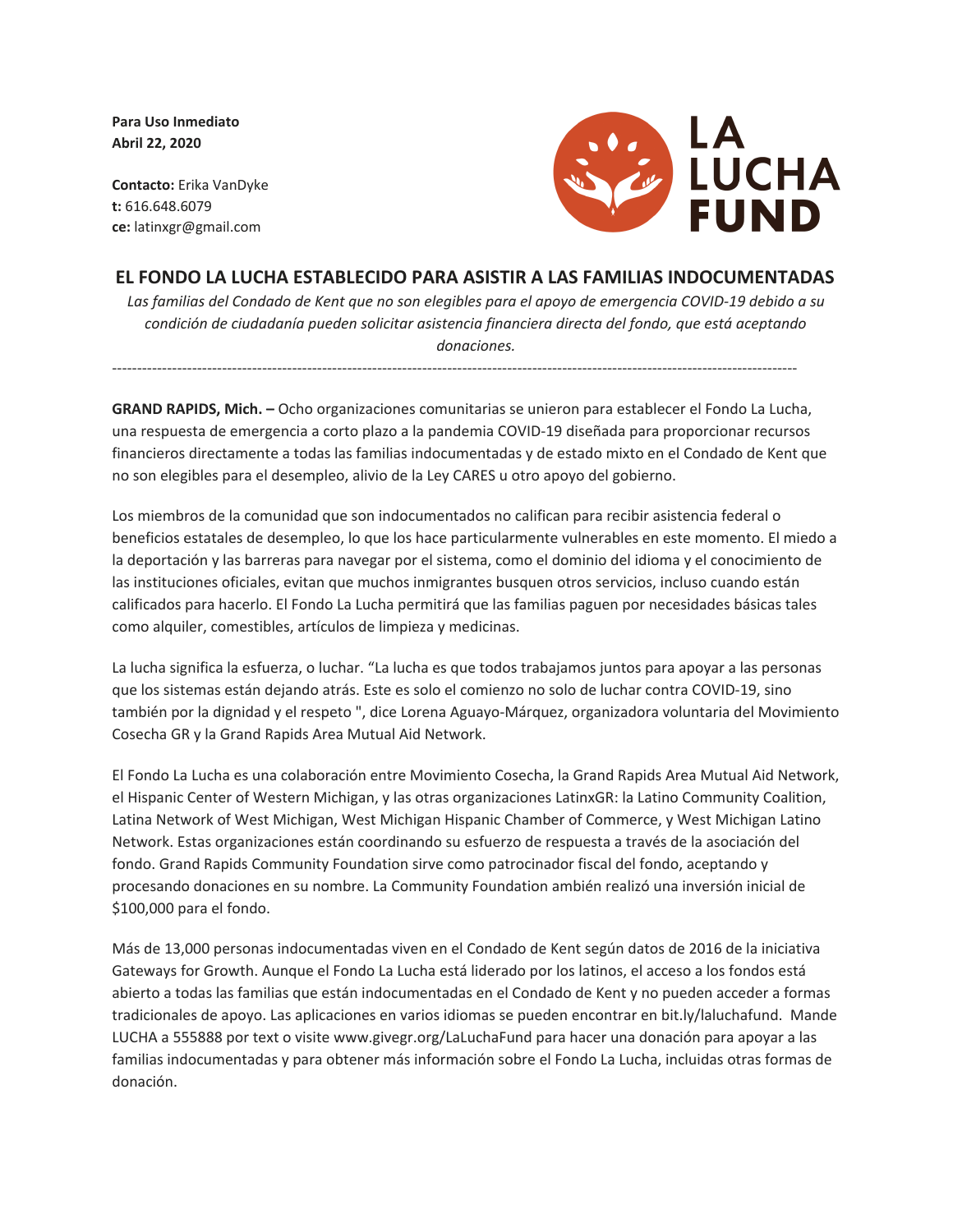**Para Uso Inmediato**
**Abril 22, 2020**

**Contacto:** Erika VanDyke
**t:** 616.648.6079
**ce:** latinxgr@gmail.com

LA LUCHA FUND

## EL FONDO LA LUCHA ESTABLECIDO PARA ASISTIR A LAS FAMILIAS INDOCUMENTADAS

*Las familias del Condado de Kent que no son elegibles para el apoyo de emergencia COVID-19 debido a su condición de ciudadanía pueden solicitar asistencia financiera directa del fondo, que está aceptando donaciones.*

---

**GRAND RAPIDS, Mich. –** Ocho organizaciones comunitarias se unieron para establecer el Fondo La Lucha, una respuesta de emergencia a corto plazo a la pandemia COVID-19 diseñada para proporcionar recursos financieros directamente a todas las familias indocumentadas y de estado mixto en el Condado de Kent que no son elegibles para el desempleo, alivio de la Ley CARES u otro apoyo del gobierno.

Los miembros de la comunidad que son indocumentados no califican para recibir asistencia federal o beneficios estatales de desempleo, lo que los hace particularmente vulnerables en este momento. El miedo a la deportación y las barreras para navegar por el sistema, como el dominio del idioma y el conocimiento de las instituciones oficiales, evitan que muchos inmigrantes busquen otros servicios, incluso cuando están calificados para hacerlo. El Fondo La Lucha permitirá que las familias paguen por necesidades básicas tales como alquiler, comestibles, artículos de limpieza y medicinas.

La lucha significa la esfuerza, o luchar. “La lucha es que todos trabajamos juntos para apoyar a las personas que los sistemas están dejando atrás. Este es solo el comienzo no solo de luchar contra COVID-19, sino también por la dignidad y el respeto ", dice Lorena Aguayo-Márquez, organizadora voluntaria del Movimiento Cosecha GR y la Grand Rapids Area Mutual Aid Network.

El Fondo La Lucha es una colaboración entre Movimiento Cosecha, la Grand Rapids Area Mutual Aid Network, el Hispanic Center of Western Michigan, y las otras organizaciones LatinxGR: la Latino Community Coalition, Latina Network of West Michigan, West Michigan Hispanic Chamber of Commerce, y West Michigan Latino Network. Estas organizaciones están coordinando su esfuerzo de respuesta a través de la asociación del fondo. Grand Rapids Community Foundation sirve como patrocinador fiscal del fondo, aceptando y procesando donaciones en su nombre. La Community Foundation ambién realizó una inversión inicial de $100,000 para el fondo.

Más de 13,000 personas indocumentadas viven en el Condado de Kent según datos de 2016 de la iniciativa Gateways for Growth. Aunque el Fondo La Lucha está liderado por los latinos, el acceso a los fondos está abierto a todas las familias que están indocumentadas en el Condado de Kent y no pueden acceder a formas tradicionales de apoyo. Las aplicaciones en varios idiomas se pueden encontrar en bit.ly/laluchafund. Mande LUCHA a 555888 por text o visite www.givegr.org/LaLuchaFund para hacer una donación para apoyar a las familias indocumentadas y para obtener más información sobre el Fondo La Lucha, incluidas otras formas de donación.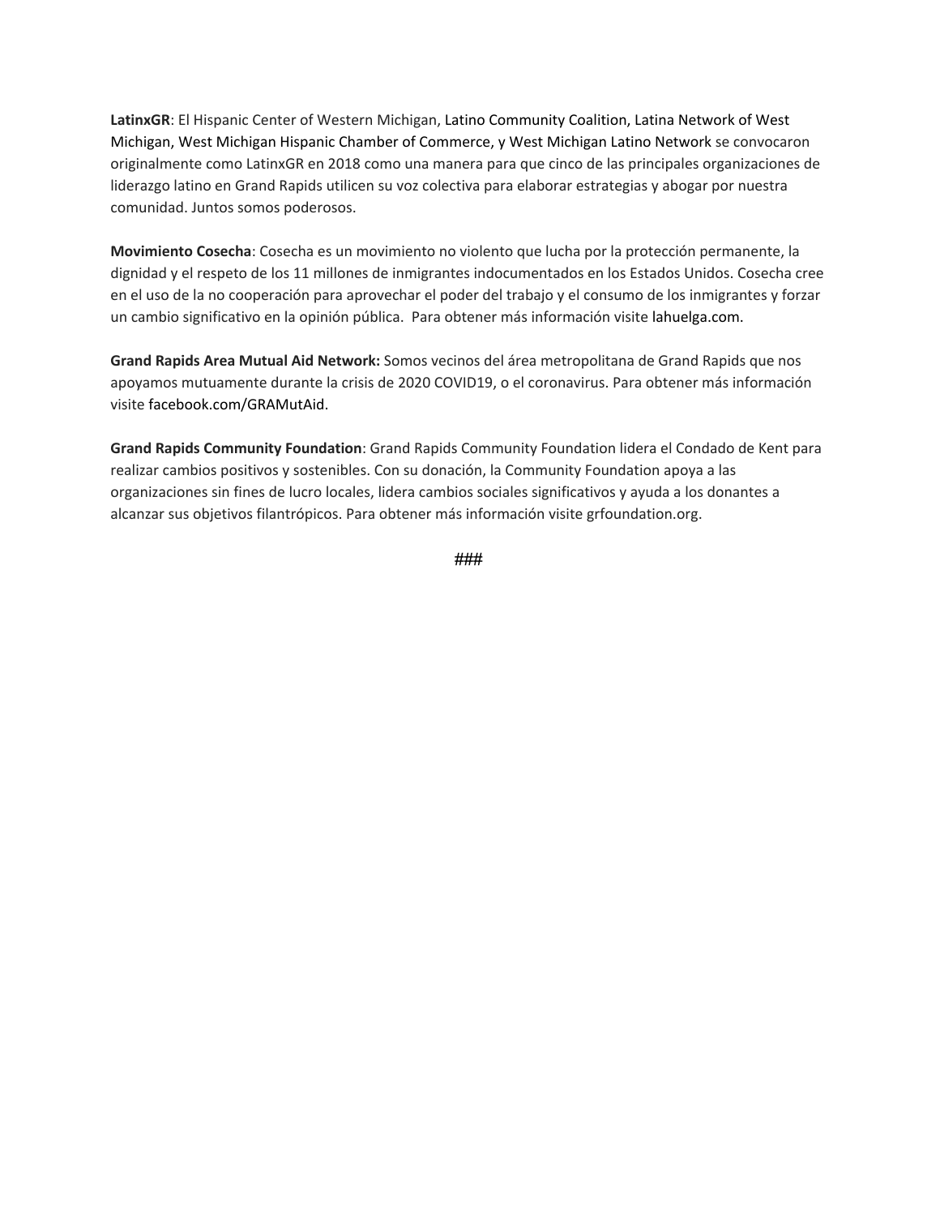**LatinxGR**: El Hispanic Center of Western Michigan, Latino Community Coalition, Latina Network of West Michigan, West Michigan Hispanic Chamber of Commerce, y West Michigan Latino Network se convocaron originalmente como LatinxGR en 2018 como una manera para que cinco de las principales organizaciones de liderazgo latino en Grand Rapids utilicen su voz colectiva para elaborar estrategias y abogar por nuestra comunidad. Juntos somos poderosos.

**Movimiento Cosecha**: Cosecha es un movimiento no violento que lucha por la protección permanente, la dignidad y el respeto de los 11 millones de inmigrantes indocumentados en los Estados Unidos. Cosecha cree en el uso de la no cooperación para aprovechar el poder del trabajo y el consumo de los inmigrantes y forzar un cambio significativo en la opinión pública. Para obtener más información visite lahuelga.com.

**Grand Rapids Area Mutual Aid Network:** Somos vecinos del área metropolitana de Grand Rapids que nos apoyamos mutuamente durante la crisis de 2020 COVID19, o el coronavirus. Para obtener más información visite facebook.com/GRAMutAid.

**Grand Rapids Community Foundation**: Grand Rapids Community Foundation lidera el Condado de Kent para realizar cambios positivos y sostenibles. Con su donación, la Community Foundation apoya a las organizaciones sin fines de lucro locales, lidera cambios sociales significativos y ayuda a los donantes a alcanzar sus objetivos filantrópicos. Para obtener más información visite grfoundation.org.

###